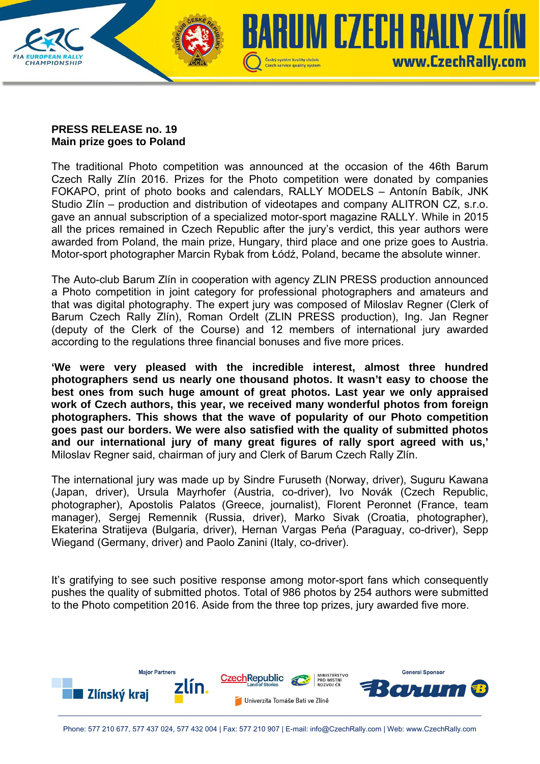**PRESS RELEASE no. 19**
**Main prize goes to Poland**

The traditional Photo competition was announced at the occasion of the 46th Barum Czech Rally Zlín 2016. Prizes for the Photo competition were donated by companies FOKAPO, print of photo books and calendars, RALLY MODELS – Antonín Babík, JNK Studio Zlín – production and distribution of videotapes and company ALITRON CZ, s.r.o. gave an annual subscription of a specialized motor-sport magazine RALLY. While in 2015 all the prices remained in Czech Republic after the jury's verdict, this year authors were awarded from Poland, the main prize, Hungary, third place and one prize goes to Austria. Motor-sport photographer Marcin Rybak from Łódź, Poland, became the absolute winner.

The Auto-club Barum Zlín in cooperation with agency ZLIN PRESS production announced a Photo competition in joint category for professional photographers and amateurs and that was digital photography. The expert jury was composed of Miloslav Regner (Clerk of Barum Czech Rally Zlín), Roman Ordelt (ZLIN PRESS production), Ing. Jan Regner (deputy of the Clerk of the Course) and 12 members of international jury awarded according to the regulations three financial bonuses and five more prices.

**'We were very pleased with the incredible interest, almost three hundred photographers send us nearly one thousand photos. It wasn't easy to choose the best ones from such huge amount of great photos. Last year we only appraised work of Czech authors, this year, we received many wonderful photos from foreign photographers. This shows that the wave of popularity of our Photo competition goes past our borders. We were also satisfied with the quality of submitted photos and our international jury of many great figures of rally sport agreed with us,'** Miloslav Regner said, chairman of jury and Clerk of Barum Czech Rally Zlín.

The international jury was made up by Sindre Furuseth (Norway, driver), Suguru Kawana (Japan, driver), Ursula Mayrhofer (Austria, co-driver), Ivo Novák (Czech Republic, photographer), Apostolis Palatos (Greece, journalist), Florent Peronnet (France, team manager), Sergej Remennik (Russia, driver), Marko Sivak (Croatia, photographer), Ekaterina Stratijeva (Bulgaria, driver), Hernan Vargas Peńa (Paraguay, co-driver), Sepp Wiegand (Germany, driver) and Paolo Zanini (Italy, co-driver).

It's gratifying to see such positive response among motor-sport fans which consequently pushes the quality of submitted photos. Total of 986 photos by 254 authors were submitted to the Photo competition 2016. Aside from the three top prizes, jury awarded five more.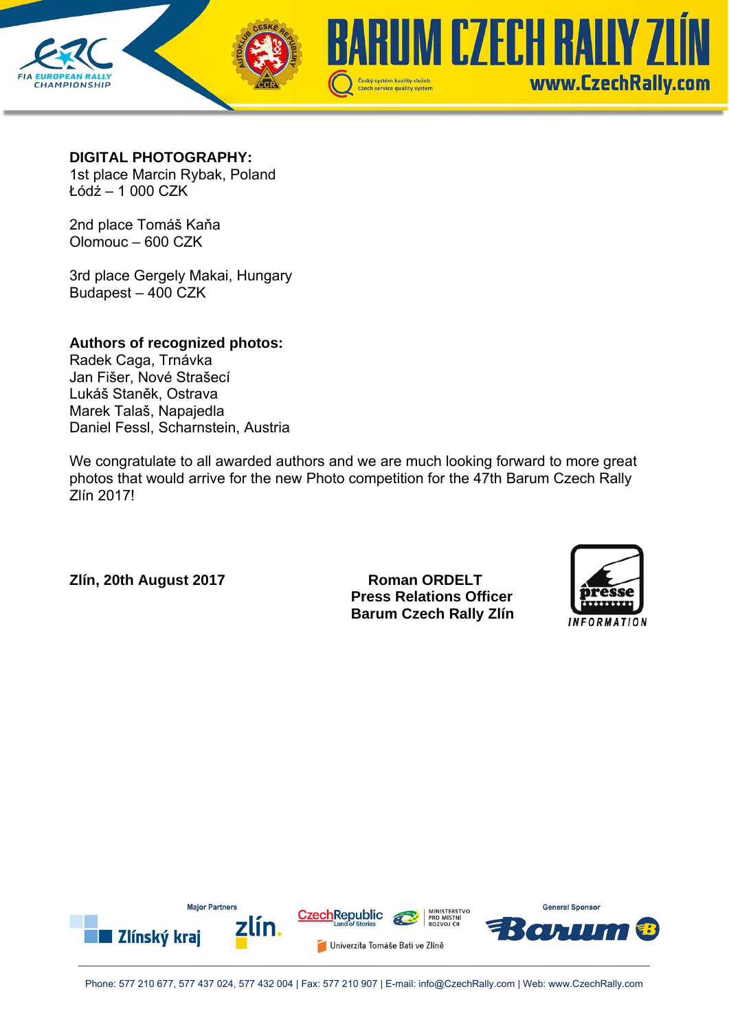**DIGITAL PHOTOGRAPHY:**
1st place Marcin Rybak, Poland
Łódź – 1 000 CZK

2nd place Tomáš Kaňa
Olomouc – 600 CZK

3rd place Gergely Makai, Hungary
Budapest – 400 CZK

**Authors of recognized photos:**
Radek Caga, Trnávka
Jan Fišer, Nové Strašecí
Lukáš Staněk, Ostrava
Marek Talaš, Napajedla
Daniel Fessl, Scharnstein, Austria

We congratulate to all awarded authors and we are much looking forward to more great photos that would arrive for the new Photo competition for the 47th Barum Czech Rally Zlín 2017!

**Zlín, 20th August 2017**

**Roman ORDELT**
**Press Relations Officer**
**Barum Czech Rally Zlín**

presse INFORMATION

Major Partners: Zlínský kraj, zlín., CzechRepublic Land of Stories, Ministerstvo pro místní rozvoj ČR, Univerzita Tomáše Bati ve Zlíně

General Sponsor: Barum

Phone: 577 210 677, 577 437 024, 577 432 004 | Fax: 577 210 907 | E-mail: info@CzechRally.com | Web: www.CzechRally.com